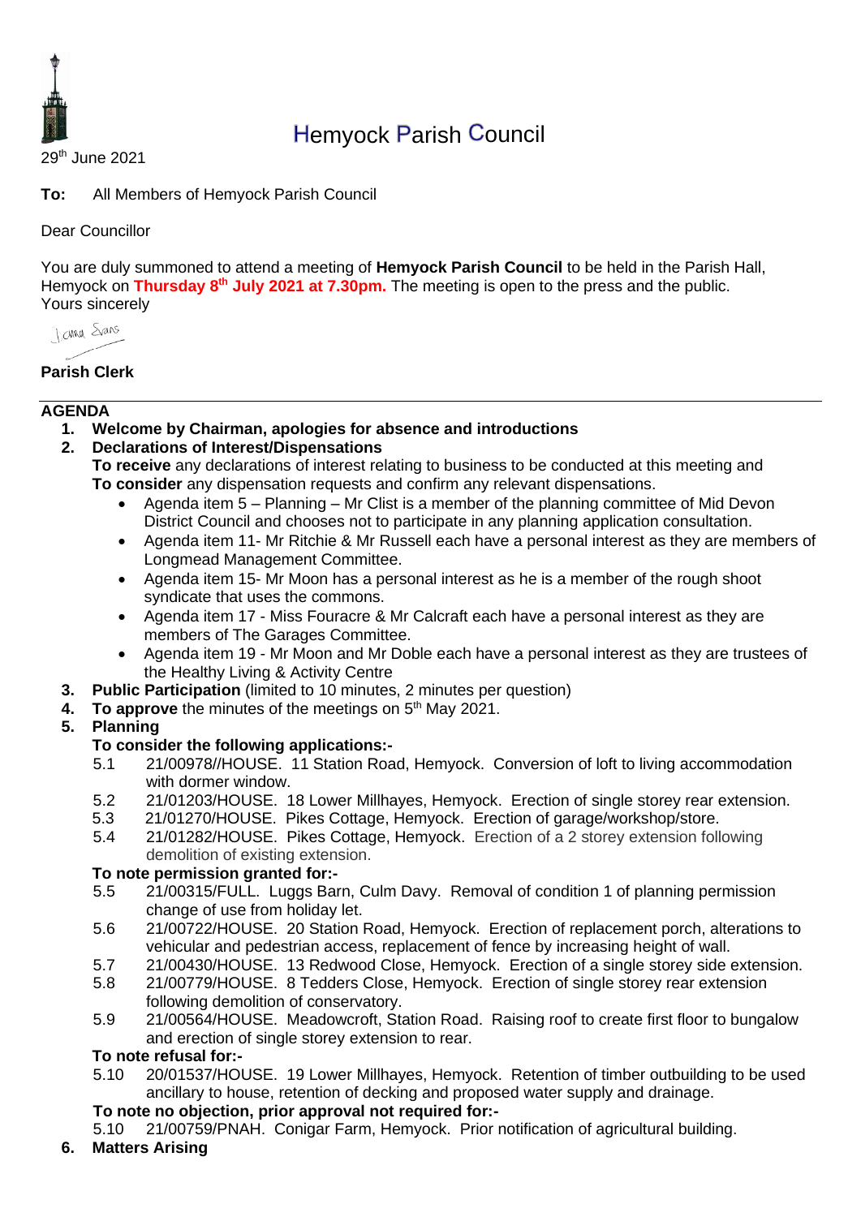# Hemyock Parish Council

29th June 2021

**To:** All Members of Hemyock Parish Council

Dear Councillor

You are duly summoned to attend a meeting of **Hemyock Parish Council** to be held in the Parish Hall, Hemyock on **Thursday 8th July 2021 at 7.30pm.** The meeting is open to the press and the public.
Yours sincerely

Jenna Evans

**Parish Clerk**

---

## AGENDA

1. **Welcome by Chairman, apologies for absence and introductions**
2. **Declarations of Interest/Dispensations**
   **To receive** any declarations of interest relating to business to be conducted at this meeting and **To consider** any dispensation requests and confirm any relevant dispensations.
   - Agenda item 5 – Planning – Mr Clist is a member of the planning committee of Mid Devon District Council and chooses not to participate in any planning application consultation.
   - Agenda item 11- Mr Ritchie & Mr Russell each have a personal interest as they are members of Longmead Management Committee.
   - Agenda item 15- Mr Moon has a personal interest as he is a member of the rough shoot syndicate that uses the commons.
   - Agenda item 17 - Miss Fouracre & Mr Calcraft each have a personal interest as they are members of The Garages Committee.
   - Agenda item 19 - Mr Moon and Mr Doble each have a personal interest as they are trustees of the Healthy Living & Activity Centre
3. **Public Participation** (limited to 10 minutes, 2 minutes per question)
4. **To approve** the minutes of the meetings on 5th May 2021.
5. **Planning**

   **To consider the following applications:-**

   5.1 21/00978//HOUSE. 11 Station Road, Hemyock. Conversion of loft to living accommodation with dormer window.
   5.2 21/01203/HOUSE. 18 Lower Millhayes, Hemyock. Erection of single storey rear extension.
   5.3 21/01270/HOUSE. Pikes Cottage, Hemyock. Erection of garage/workshop/store.
   5.4 21/01282/HOUSE. Pikes Cottage, Hemyock. Erection of a 2 storey extension following demolition of existing extension.

   **To note permission granted for:-**

   5.5 21/00315/FULL. Luggs Barn, Culm Davy. Removal of condition 1 of planning permission change of use from holiday let.
   5.6 21/00722/HOUSE. 20 Station Road, Hemyock. Erection of replacement porch, alterations to vehicular and pedestrian access, replacement of fence by increasing height of wall.
   5.7 21/00430/HOUSE. 13 Redwood Close, Hemyock. Erection of a single storey side extension.
   5.8 21/00779/HOUSE. 8 Tedders Close, Hemyock. Erection of single storey rear extension following demolition of conservatory.
   5.9 21/00564/HOUSE. Meadowcroft, Station Road. Raising roof to create first floor to bungalow and erection of single storey extension to rear.

   **To note refusal for:-**

   5.10 20/01537/HOUSE. 19 Lower Millhayes, Hemyock. Retention of timber outbuilding to be used ancillary to house, retention of decking and proposed water supply and drainage.

   **To note no objection, prior approval not required for:-**

   5.10 21/00759/PNAH. Conigar Farm, Hemyock. Prior notification of agricultural building.
6. **Matters Arising**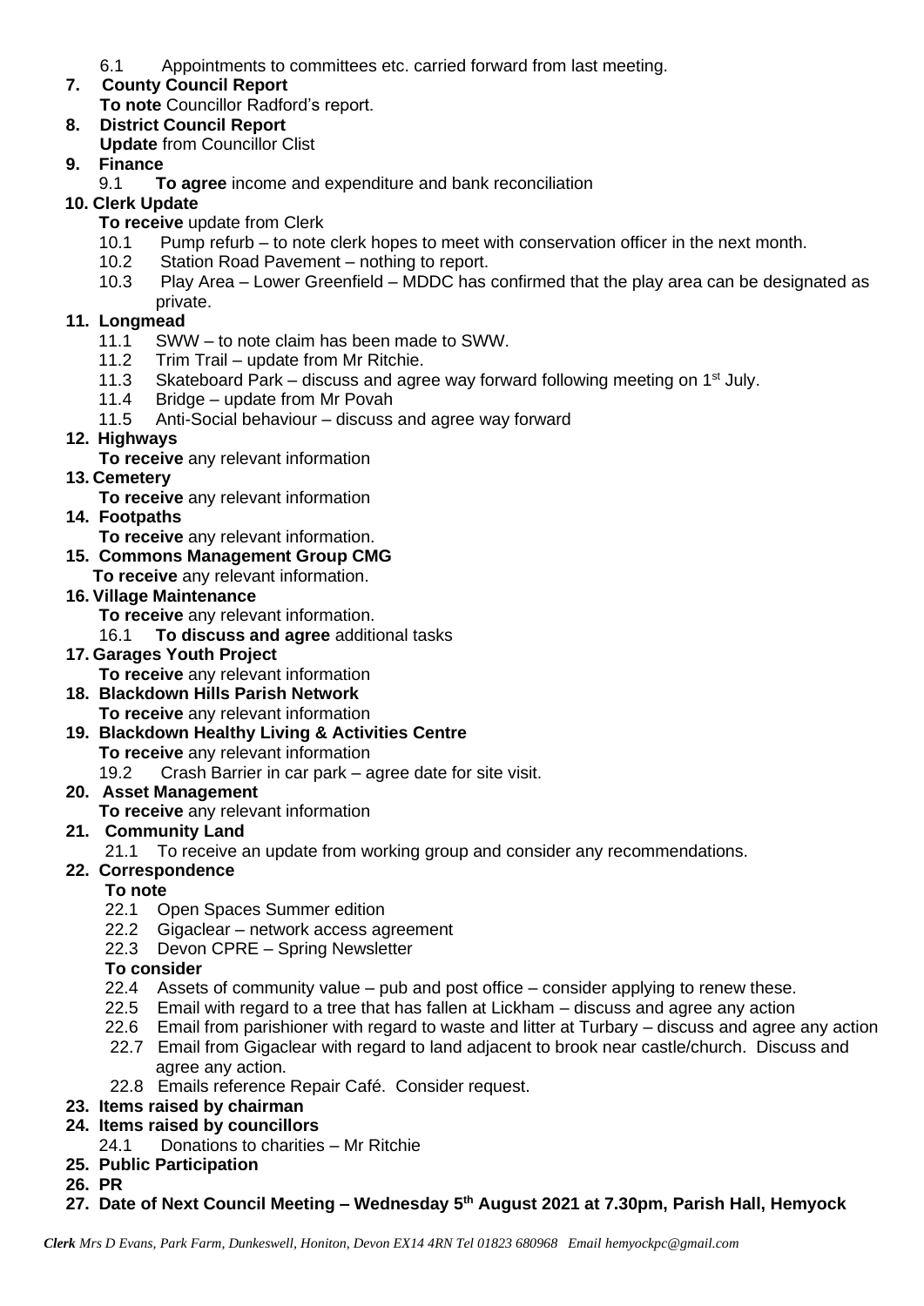6.1 Appointments to committees etc. carried forward from last meeting.

**7. County Council Report**

**To note** Councillor Radford's report.

**8. District Council Report**

**Update** from Councillor Clist

**9. Finance**

9.1 **To agree** income and expenditure and bank reconciliation

**10. Clerk Update**

**To receive** update from Clerk

10.1 Pump refurb – to note clerk hopes to meet with conservation officer in the next month.

10.2 Station Road Pavement – nothing to report.

10.3 Play Area – Lower Greenfield – MDDC has confirmed that the play area can be designated as private.

**11. Longmead**

11.1 SWW – to note claim has been made to SWW.

11.2 Trim Trail – update from Mr Ritchie.

11.3 Skateboard Park – discuss and agree way forward following meeting on 1st July.

11.4 Bridge – update from Mr Povah

11.5 Anti-Social behaviour – discuss and agree way forward

**12. Highways**

**To receive** any relevant information

**13. Cemetery**

**To receive** any relevant information

**14. Footpaths**

**To receive** any relevant information.

**15. Commons Management Group CMG**

**To receive** any relevant information.

**16. Village Maintenance**

**To receive** any relevant information.

16.1 **To discuss and agree** additional tasks

**17. Garages Youth Project**

**To receive** any relevant information

**18. Blackdown Hills Parish Network**

**To receive** any relevant information

**19. Blackdown Healthy Living & Activities Centre**

**To receive** any relevant information

19.2 Crash Barrier in car park – agree date for site visit.

**20. Asset Management**

**To receive** any relevant information

**21. Community Land**

21.1 To receive an update from working group and consider any recommendations.

**22. Correspondence**

**To note**

22.1 Open Spaces Summer edition

22.2 Gigaclear – network access agreement

22.3 Devon CPRE – Spring Newsletter

**To consider**

22.4 Assets of community value – pub and post office – consider applying to renew these.

22.5 Email with regard to a tree that has fallen at Lickham – discuss and agree any action

22.6 Email from parishioner with regard to waste and litter at Turbary – discuss and agree any action

22.7 Email from Gigaclear with regard to land adjacent to brook near castle/church. Discuss and agree any action.

22.8 Emails reference Repair Café. Consider request.

**23. Items raised by chairman**

**24. Items raised by councillors**

24.1 Donations to charities – Mr Ritchie

**25. Public Participation**

**26. PR**

**27. Date of Next Council Meeting – Wednesday 5th August 2021 at 7.30pm, Parish Hall, Hemyock**

***Clerk*** *Mrs D Evans, Park Farm, Dunkeswell, Honiton, Devon EX14 4RN Tel 01823 680968 Email hemyockpc@gmail.com*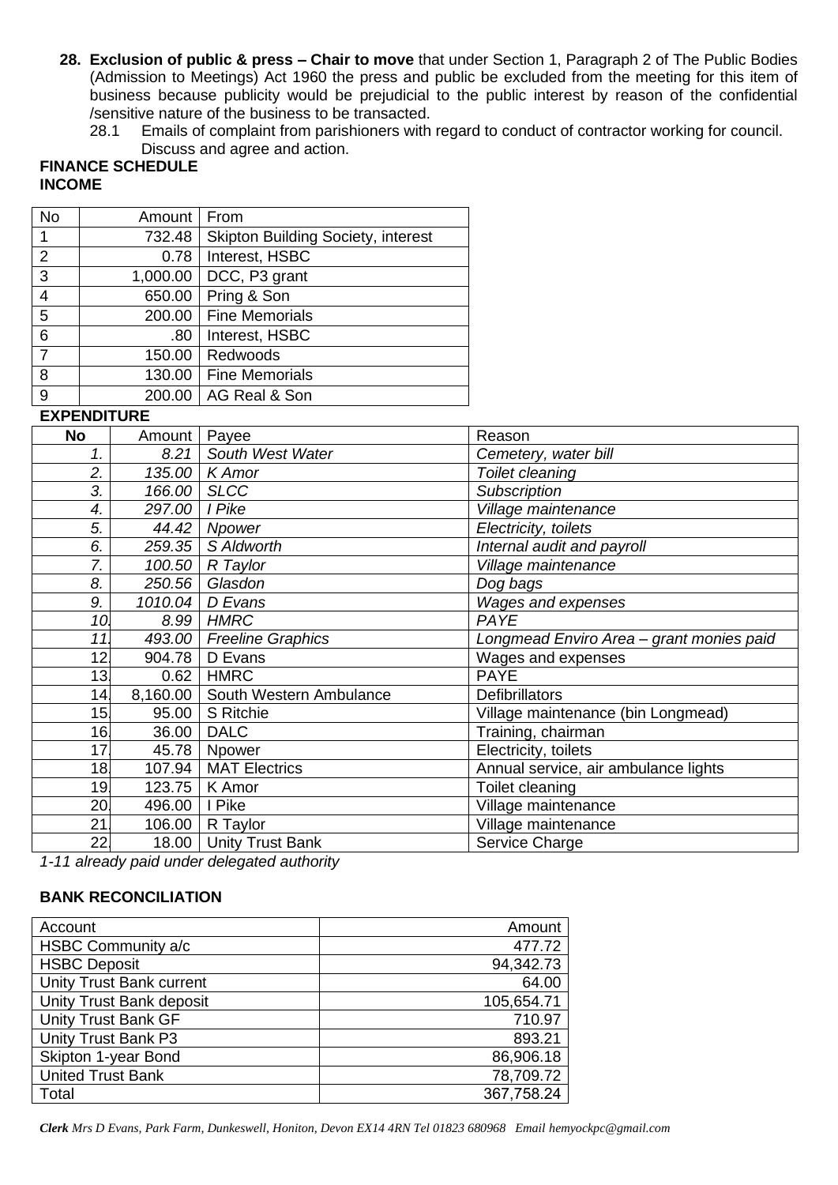28. **Exclusion of public & press – Chair to move** that under Section 1, Paragraph 2 of The Public Bodies (Admission to Meetings) Act 1960 the press and public be excluded from the meeting for this item of business because publicity would be prejudicial to the public interest by reason of the confidential /sensitive nature of the business to be transacted.
    28.1 Emails of complaint from parishioners with regard to conduct of contractor working for council. Discuss and agree and action.

**FINANCE SCHEDULE**

**INCOME**

| No | Amount | From |
|---|---|---|
| 1 | 732.48 | Skipton Building Society, interest |
| 2 | 0.78 | Interest, HSBC |
| 3 | 1,000.00 | DCC, P3 grant |
| 4 | 650.00 | Pring & Son |
| 5 | 200.00 | Fine Memorials |
| 6 | .80 | Interest, HSBC |
| 7 | 150.00 | Redwoods |
| 8 | 130.00 | Fine Memorials |
| 9 | 200.00 | AG Real & Son |

**EXPENDITURE**

| No | Amount | Payee | Reason |
|---|---|---|---|
| *1.* | *8.21* | *South West Water* | *Cemetery, water bill* |
| *2.* | *135.00* | *K Amor* | *Toilet cleaning* |
| *3.* | *166.00* | *SLCC* | *Subscription* |
| *4.* | *297.00* | *I Pike* | *Village maintenance* |
| *5.* | *44.42* | *Npower* | *Electricity, toilets* |
| *6.* | *259.35* | *S Aldworth* | *Internal audit and payroll* |
| *7.* | *100.50* | *R Taylor* | *Village maintenance* |
| *8.* | *250.56* | *Glasdon* | *Dog bags* |
| *9.* | *1010.04* | *D Evans* | *Wages and expenses* |
| *10.* | *8.99* | *HMRC* | *PAYE* |
| *11.* | *493.00* | *Freeline Graphics* | *Longmead Enviro Area – grant monies paid* |
| 12. | 904.78 | D Evans | Wages and expenses |
| 13. | 0.62 | HMRC | PAYE |
| 14. | 8,160.00 | South Western Ambulance | Defibrillators |
| 15. | 95.00 | S Ritchie | Village maintenance (bin Longmead) |
| 16. | 36.00 | DALC | Training, chairman |
| 17. | 45.78 | Npower | Electricity, toilets |
| 18. | 107.94 | MAT Electrics | Annual service, air ambulance lights |
| 19. | 123.75 | K Amor | Toilet cleaning |
| 20. | 496.00 | I Pike | Village maintenance |
| 21. | 106.00 | R Taylor | Village maintenance |
| 22. | 18.00 | Unity Trust Bank | Service Charge |

*1-11 already paid under delegated authority*

**BANK RECONCILIATION**

| Account | Amount |
|---|---|
| HSBC Community a/c | 477.72 |
| HSBC Deposit | 94,342.73 |
| Unity Trust Bank current | 64.00 |
| Unity Trust Bank deposit | 105,654.71 |
| Unity Trust Bank GF | 710.97 |
| Unity Trust Bank P3 | 893.21 |
| Skipton 1-year Bond | 86,906.18 |
| United Trust Bank | 78,709.72 |
| Total | 367,758.24 |

***Clerk*** *Mrs D Evans, Park Farm, Dunkeswell, Honiton, Devon EX14 4RN Tel 01823 680968 Email hemyockpc@gmail.com*